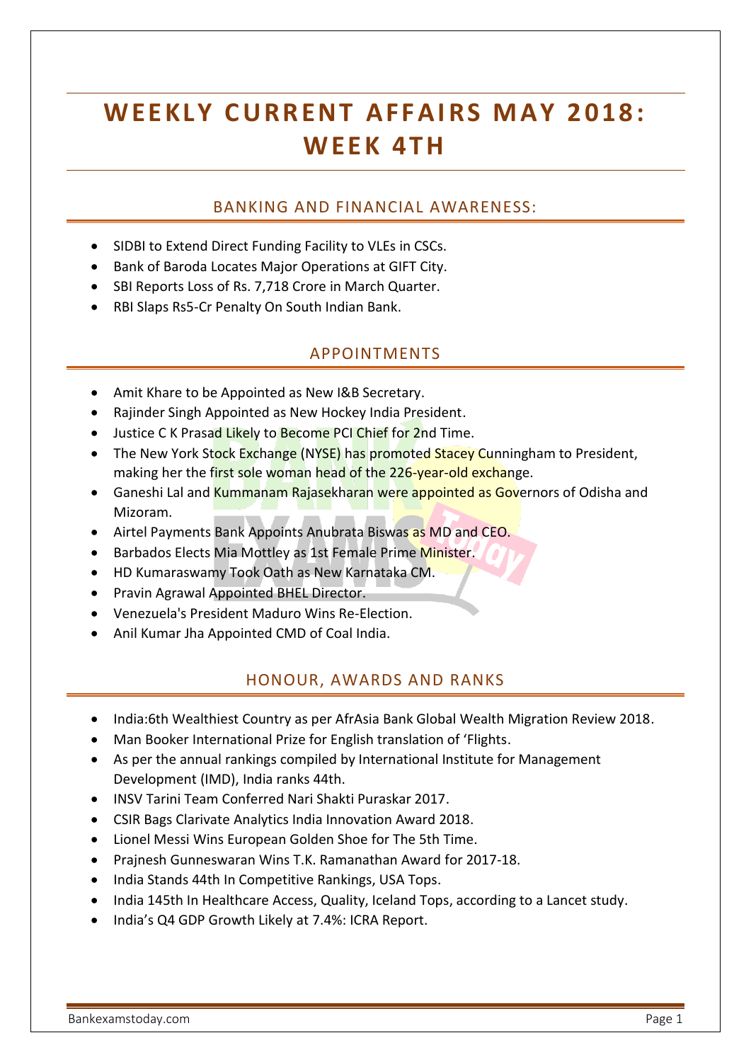# WEEKLY CURRENT AFFAIRS MAY 2018: WEEK 4TH

## BANKING AND FINANCIAL AWARENESS:

- SIDBI to Extend Direct Funding Facility to VLEs in CSCs.
- Bank of Baroda Locates Major Operations at GIFT City.
- SBI Reports Loss of Rs. 7,718 Crore in March Quarter.
- RBI Slaps Rs5-Cr Penalty On South Indian Bank.

## APPOINTMENTS

- Amit Khare to be Appointed as New I&B Secretary.
- Rajinder Singh Appointed as New Hockey India President.
- Justice C K Prasad Likely to Become PCI Chief for 2nd Time.
- The New York Stock Exchange (NYSE) has promoted Stacey Cunningham to President, making her the first sole woman head of the 226-year-old exchange.
- Ganeshi Lal and Kummanam Rajasekharan were appointed as Governors of Odisha and Mizoram.
- Airtel Payments Bank Appoints Anubrata Biswas as MD and CEO.
- Barbados Elects Mia Mottley as 1st Female Prime Minister.
- HD Kumaraswamy Took Oath as New Karnataka CM.
- Pravin Agrawal Appointed BHEL Director.
- Venezuela's President Maduro Wins Re-Election.
- Anil Kumar Jha Appointed CMD of Coal India.

## HONOUR, AWARDS AND RANKS

- India:6th Wealthiest Country as per AfrAsia Bank Global Wealth Migration Review 2018.
- Man Booker International Prize for English translation of 'Flights.
- As per the annual rankings compiled by International Institute for Management Development (IMD), India ranks 44th.
- INSV Tarini Team Conferred Nari Shakti Puraskar 2017.
- CSIR Bags Clarivate Analytics India Innovation Award 2018.
- Lionel Messi Wins European Golden Shoe for The 5th Time.
- Prajnesh Gunneswaran Wins T.K. Ramanathan Award for 2017-18.
- India Stands 44th In Competitive Rankings, USA Tops.
- India 145th In Healthcare Access, Quality, Iceland Tops, according to a Lancet study.
- India's Q4 GDP Growth Likely at 7.4%: ICRA Report.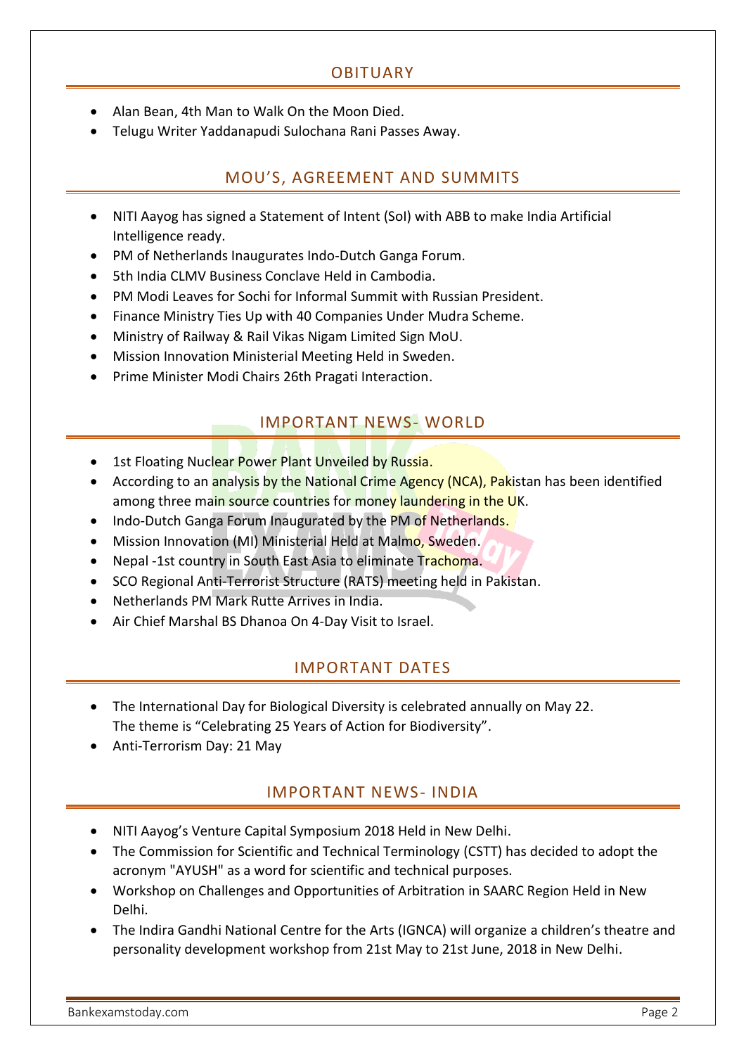## OBITUARY

- Alan Bean, 4th Man to Walk On the Moon Died.
- Telugu Writer Yaddanapudi Sulochana Rani Passes Away.

## MOU'S, AGREEMENT AND SUMMITS

- NITI Aayog has signed a Statement of Intent (SoI) with ABB to make India Artificial Intelligence ready.
- PM of Netherlands Inaugurates Indo-Dutch Ganga Forum.
- 5th India CLMV Business Conclave Held in Cambodia.
- PM Modi Leaves for Sochi for Informal Summit with Russian President.
- Finance Ministry Ties Up with 40 Companies Under Mudra Scheme.
- Ministry of Railway & Rail Vikas Nigam Limited Sign MoU.
- Mission Innovation Ministerial Meeting Held in Sweden.
- Prime Minister Modi Chairs 26th Pragati Interaction.

## IMPORTANT NEWS- WORLD

- 1st Floating Nuclear Power Plant Unveiled by Russia.
- According to an analysis by the National Crime Agency (NCA), Pakistan has been identified among three main source countries for money laundering in the UK.
- Indo-Dutch Ganga Forum Inaugurated by the PM of Netherlands.
- Mission Innovation (MI) Ministerial Held at Malmo, Sweden.
- Nepal -1st country in South East Asia to eliminate Trachoma.
- SCO Regional Anti-Terrorist Structure (RATS) meeting held in Pakistan.
- Netherlands PM Mark Rutte Arrives in India.
- Air Chief Marshal BS Dhanoa On 4-Day Visit to Israel.

## IMPORTANT DATES

- The International Day for Biological Diversity is celebrated annually on May 22. The theme is "Celebrating 25 Years of Action for Biodiversity".
- Anti-Terrorism Day: 21 May

## IMPORTANT NEWS- INDIA

- NITI Aayog's Venture Capital Symposium 2018 Held in New Delhi.
- The Commission for Scientific and Technical Terminology (CSTT) has decided to adopt the acronym "AYUSH" as a word for scientific and technical purposes.
- Workshop on Challenges and Opportunities of Arbitration in SAARC Region Held in New Delhi.
- The Indira Gandhi National Centre for the Arts (IGNCA) will organize a children's theatre and personality development workshop from 21st May to 21st June, 2018 in New Delhi.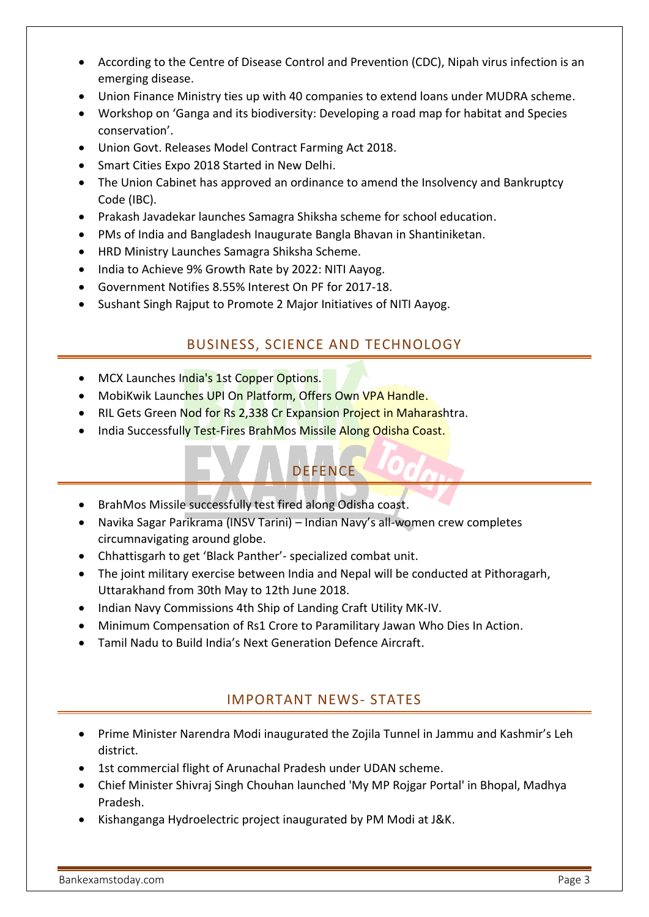- According to the Centre of Disease Control and Prevention (CDC), Nipah virus infection is an emerging disease.
- Union Finance Ministry ties up with 40 companies to extend loans under MUDRA scheme.
- Workshop on 'Ganga and its biodiversity: Developing a road map for habitat and Species conservation'.
- Union Govt. Releases Model Contract Farming Act 2018.
- Smart Cities Expo 2018 Started in New Delhi.
- The Union Cabinet has approved an ordinance to amend the Insolvency and Bankruptcy Code (IBC).
- Prakash Javadekar launches Samagra Shiksha scheme for school education.
- PMs of India and Bangladesh Inaugurate Bangla Bhavan in Shantiniketan.
- HRD Ministry Launches Samagra Shiksha Scheme.
- India to Achieve 9% Growth Rate by 2022: NITI Aayog.
- Government Notifies 8.55% Interest On PF for 2017-18.
- Sushant Singh Rajput to Promote 2 Major Initiatives of NITI Aayog.

## BUSINESS, SCIENCE AND TECHNOLOGY

- MCX Launches India's 1st Copper Options.
- MobiKwik Launches UPI On Platform, Offers Own VPA Handle.
- RIL Gets Green Nod for Rs 2,338 Cr Expansion Project in Maharashtra.
- India Successfully Test-Fires BrahMos Missile Along Odisha Coast.

## DEFENCE

- BrahMos Missile successfully test fired along Odisha coast.
- Navika Sagar Parikrama (INSV Tarini) – Indian Navy's all-women crew completes circumnavigating around globe.
- Chhattisgarh to get 'Black Panther'- specialized combat unit.
- The joint military exercise between India and Nepal will be conducted at Pithoragarh, Uttarakhand from 30th May to 12th June 2018.
- Indian Navy Commissions 4th Ship of Landing Craft Utility MK-IV.
- Minimum Compensation of Rs1 Crore to Paramilitary Jawan Who Dies In Action.
- Tamil Nadu to Build India's Next Generation Defence Aircraft.

## IMPORTANT NEWS- STATES

- Prime Minister Narendra Modi inaugurated the Zojila Tunnel in Jammu and Kashmir's Leh district.
- 1st commercial flight of Arunachal Pradesh under UDAN scheme.
- Chief Minister Shivraj Singh Chouhan launched 'My MP Rojgar Portal' in Bhopal, Madhya Pradesh.
- Kishanganga Hydroelectric project inaugurated by PM Modi at J&K.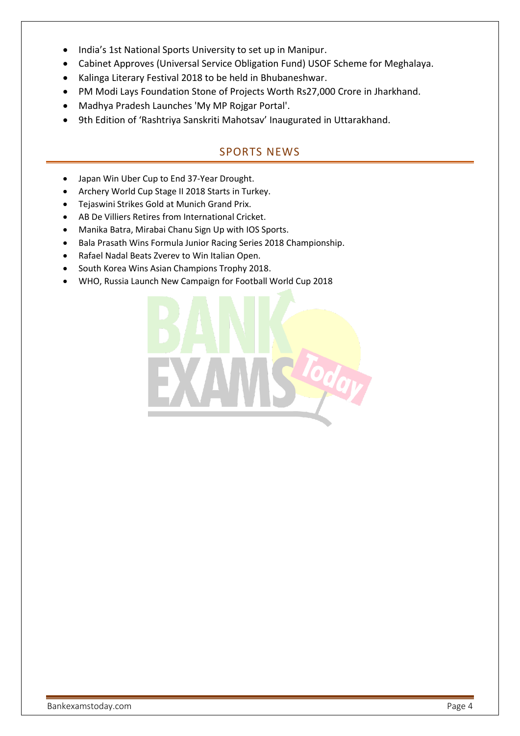- India's 1st National Sports University to set up in Manipur.
- Cabinet Approves (Universal Service Obligation Fund) USOF Scheme for Meghalaya.
- Kalinga Literary Festival 2018 to be held in Bhubaneshwar.
- PM Modi Lays Foundation Stone of Projects Worth Rs27,000 Crore in Jharkhand.
- Madhya Pradesh Launches 'My MP Rojgar Portal'.
- 9th Edition of 'Rashtriya Sanskriti Mahotsav' Inaugurated in Uttarakhand.

## SPORTS NEWS

- Japan Win Uber Cup to End 37-Year Drought.
- Archery World Cup Stage II 2018 Starts in Turkey.
- Tejaswini Strikes Gold at Munich Grand Prix.
- AB De Villiers Retires from International Cricket.
- Manika Batra, Mirabai Chanu Sign Up with IOS Sports.
- Bala Prasath Wins Formula Junior Racing Series 2018 Championship.
- Rafael Nadal Beats Zverev to Win Italian Open.
- South Korea Wins Asian Champions Trophy 2018.
- WHO, Russia Launch New Campaign for Football World Cup 2018